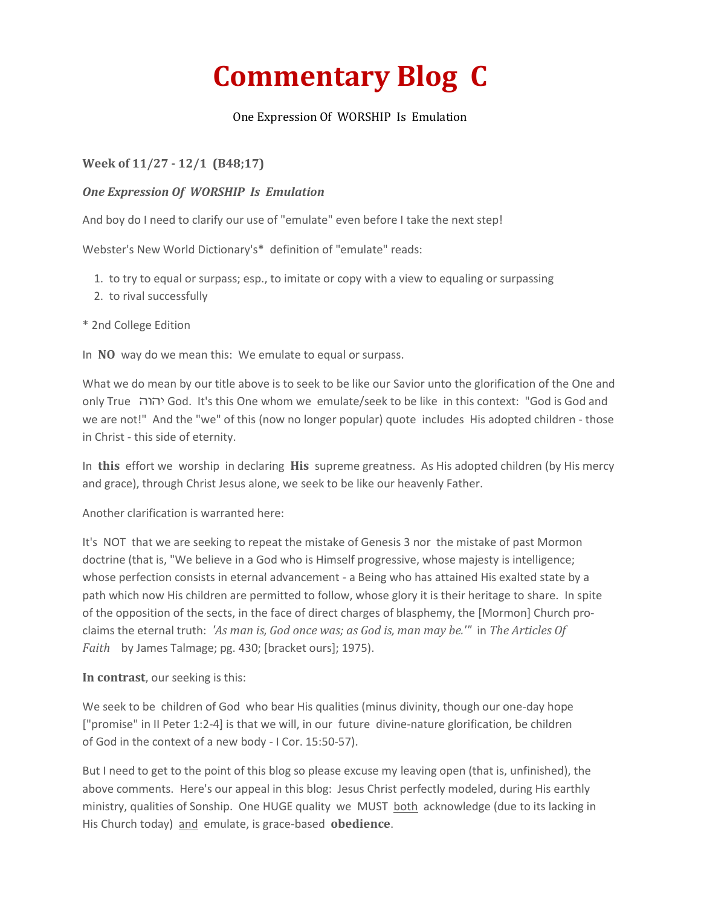# Commentary Blog C

One Expression Of WORSHIP Is Emulation

**Week of 11/27 - 12/1 (B48;17)**

***One Expression Of WORSHIP Is Emulation***

And boy do I need to clarify our use of "emulate" even before I take the next step!

Webster's New World Dictionary's* definition of "emulate" reads:

1. to try to equal or surpass; esp., to imitate or copy with a view to equaling or surpassing
2. to rival successfully

* 2nd College Edition

In **NO** way do we mean this: We emulate to equal or surpass.

What we do mean by our title above is to seek to be like our Savior unto the glorification of the One and only True יהוה God. It's this One whom we emulate/seek to be like in this context: "God is God and we are not!" And the "we" of this (now no longer popular) quote includes His adopted children - those in Christ - this side of eternity.

In **this** effort we worship in declaring **His** supreme greatness. As His adopted children (by His mercy and grace), through Christ Jesus alone, we seek to be like our heavenly Father.

Another clarification is warranted here:

It's NOT that we are seeking to repeat the mistake of Genesis 3 nor the mistake of past Mormon doctrine (that is, "We believe in a God who is Himself progressive, whose majesty is intelligence; whose perfection consists in eternal advancement - a Being who has attained His exalted state by a path which now His children are permitted to follow, whose glory it is their heritage to share. In spite of the opposition of the sects, in the face of direct charges of blasphemy, the [Mormon] Church proclaims the eternal truth: *'As man is, God once was; as God is, man may be.'*" in *The Articles Of Faith* by James Talmage; pg. 430; [bracket ours]; 1975).

**In contrast**, our seeking is this:

We seek to be children of God who bear His qualities (minus divinity, though our one-day hope ["promise" in II Peter 1:2-4] is that we will, in our future divine-nature glorification, be children of God in the context of a new body - I Cor. 15:50-57).

But I need to get to the point of this blog so please excuse my leaving open (that is, unfinished), the above comments. Here's our appeal in this blog: Jesus Christ perfectly modeled, during His earthly ministry, qualities of Sonship. One HUGE quality we MUST both acknowledge (due to its lacking in His Church today) and emulate, is grace-based **obedience**.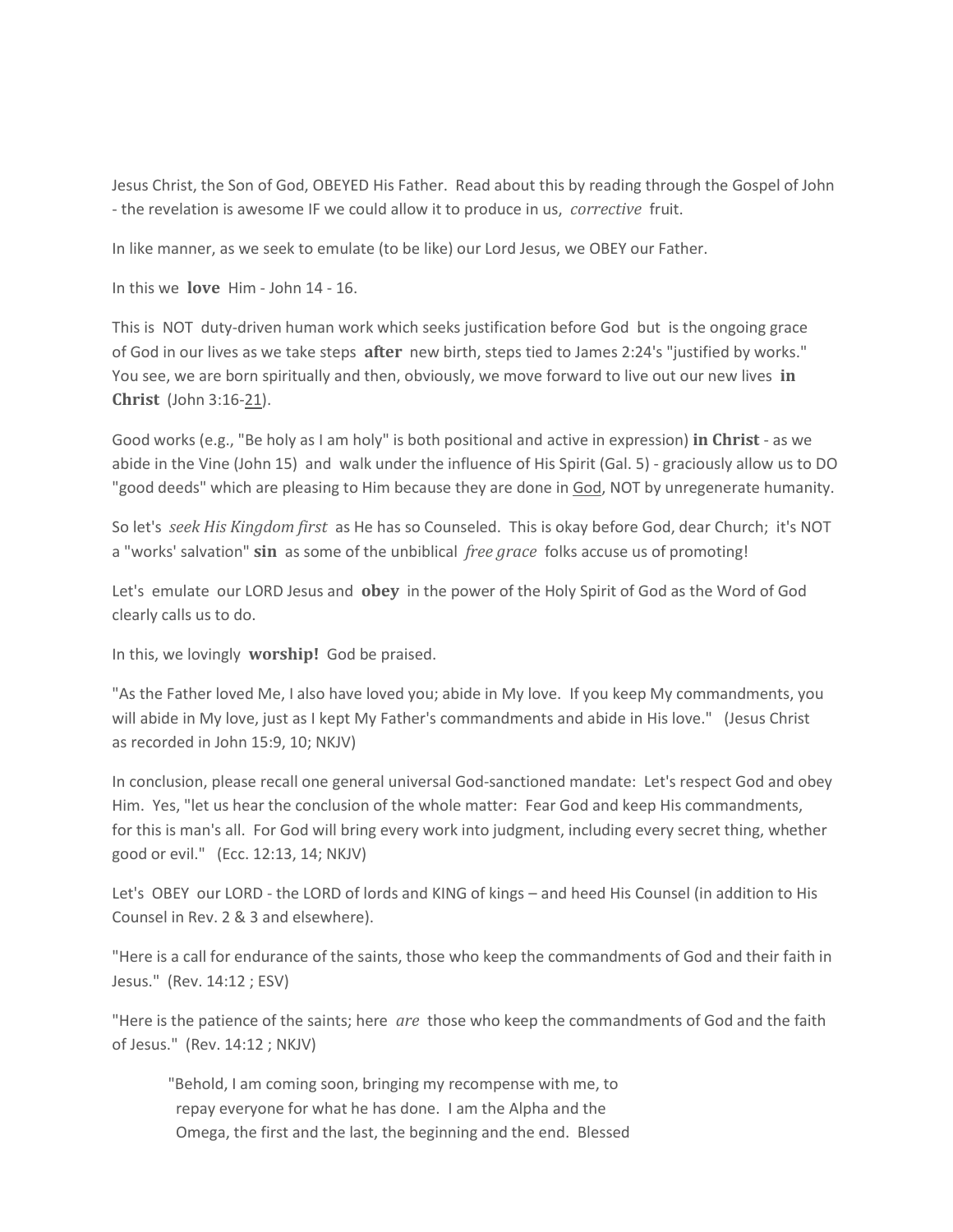Jesus Christ, the Son of God, OBEYED His Father. Read about this by reading through the Gospel of John - the revelation is awesome IF we could allow it to produce in us, *corrective* fruit.

In like manner, as we seek to emulate (to be like) our Lord Jesus, we OBEY our Father.

In this we **love** Him - John 14 - 16.

This is NOT duty-driven human work which seeks justification before God but is the ongoing grace of God in our lives as we take steps **after** new birth, steps tied to James 2:24's "justified by works." You see, we are born spiritually and then, obviously, we move forward to live out our new lives **in Christ** (John 3:16-21).

Good works (e.g., "Be holy as I am holy" is both positional and active in expression) **in Christ** - as we abide in the Vine (John 15) and walk under the influence of His Spirit (Gal. 5) - graciously allow us to DO "good deeds" which are pleasing to Him because they are done in God, NOT by unregenerate humanity.

So let's *seek His Kingdom first* as He has so Counseled. This is okay before God, dear Church; it's NOT a "works' salvation" **sin** as some of the unbiblical *free grace* folks accuse us of promoting!

Let's emulate our LORD Jesus and **obey** in the power of the Holy Spirit of God as the Word of God clearly calls us to do.

In this, we lovingly **worship!** God be praised.

"As the Father loved Me, I also have loved you; abide in My love. If you keep My commandments, you will abide in My love, just as I kept My Father's commandments and abide in His love." (Jesus Christ as recorded in John 15:9, 10; NKJV)

In conclusion, please recall one general universal God-sanctioned mandate: Let's respect God and obey Him. Yes, "let us hear the conclusion of the whole matter: Fear God and keep His commandments, for this is man's all. For God will bring every work into judgment, including every secret thing, whether good or evil." (Ecc. 12:13, 14; NKJV)

Let's OBEY our LORD - the LORD of lords and KING of kings – and heed His Counsel (in addition to His Counsel in Rev. 2 & 3 and elsewhere).

"Here is a call for endurance of the saints, those who keep the commandments of God and their faith in Jesus." (Rev. 14:12 ; ESV)

"Here is the patience of the saints; here *are* those who keep the commandments of God and the faith of Jesus." (Rev. 14:12 ; NKJV)

> "Behold, I am coming soon, bringing my recompense with me, to repay everyone for what he has done. I am the Alpha and the Omega, the first and the last, the beginning and the end. Blessed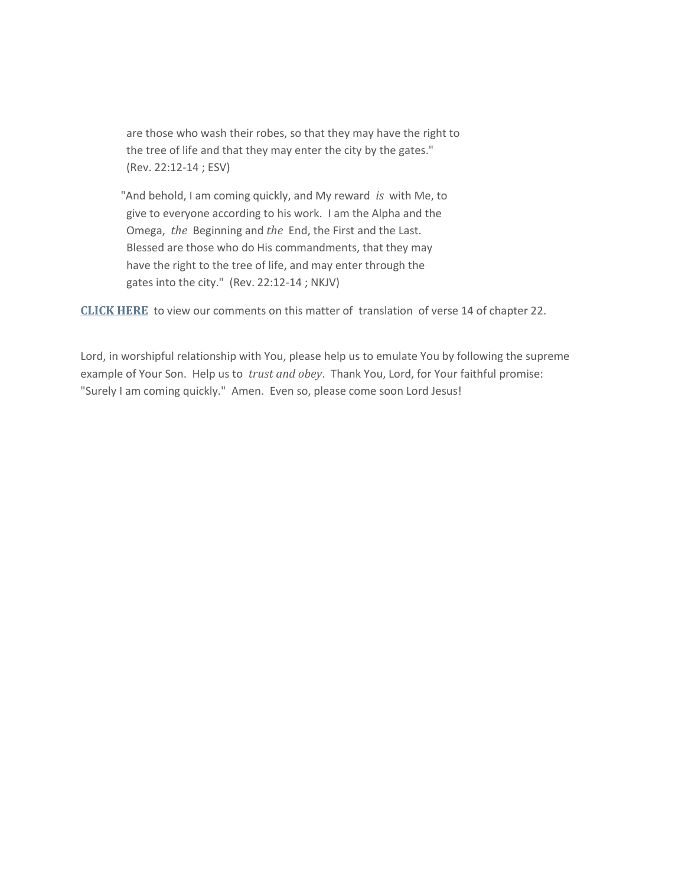are those who wash their robes, so that they may have the right to the tree of life and that they may enter the city by the gates." (Rev. 22:12-14 ; ESV)

"And behold, I am coming quickly, and My reward *is* with Me, to give to everyone according to his work. I am the Alpha and the Omega, *the* Beginning and *the* End, the First and the Last. Blessed are those who do His commandments, that they may have the right to the tree of life, and may enter through the gates into the city." (Rev. 22:12-14 ; NKJV)

**CLICK HERE** to view our comments on this matter of translation of verse 14 of chapter 22.

Lord, in worshipful relationship with You, please help us to emulate You by following the supreme example of Your Son. Help us to *trust and obey*. Thank You, Lord, for Your faithful promise: "Surely I am coming quickly." Amen. Even so, please come soon Lord Jesus!